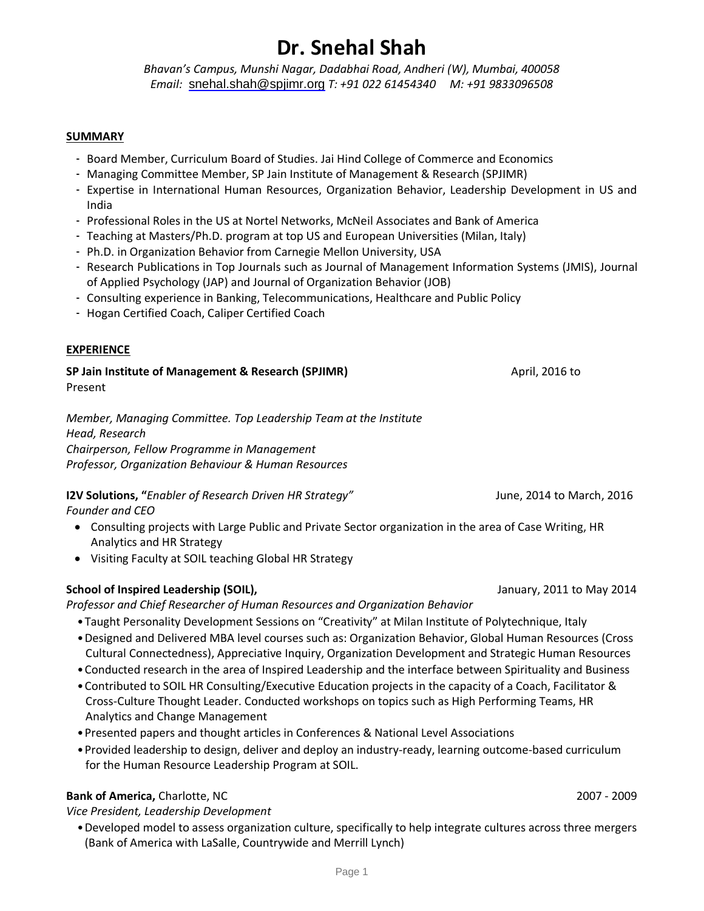# Dr. Snehal Shah

*Bhavan's Campus, Munshi Nagar, Dadabhai Road, Andheri (W), Mumbai, 400058*
*Email:* snehal.shah@spjimr.org *T: +91 022 61454340 M: +91 9833096508*

## SUMMARY

- Board Member, Curriculum Board of Studies. Jai Hind College of Commerce and Economics
- Managing Committee Member, SP Jain Institute of Management & Research (SPJIMR)
- Expertise in International Human Resources, Organization Behavior, Leadership Development in US and India
- Professional Roles in the US at Nortel Networks, McNeil Associates and Bank of America
- Teaching at Masters/Ph.D. program at top US and European Universities (Milan, Italy)
- Ph.D. in Organization Behavior from Carnegie Mellon University, USA
- Research Publications in Top Journals such as Journal of Management Information Systems (JMIS), Journal of Applied Psychology (JAP) and Journal of Organization Behavior (JOB)
- Consulting experience in Banking, Telecommunications, Healthcare and Public Policy
- Hogan Certified Coach, Caliper Certified Coach

## EXPERIENCE

**SP Jain Institute of Management & Research (SPJIMR)** April, 2016 to Present

*Member, Managing Committee. Top Leadership Team at the Institute*
*Head, Research*
*Chairperson, Fellow Programme in Management*
*Professor, Organization Behaviour & Human Resources*

**I2V Solutions, "***Enabler of Research Driven HR Strategy"* June, 2014 to March, 2016
*Founder and CEO*

- Consulting projects with Large Public and Private Sector organization in the area of Case Writing, HR Analytics and HR Strategy
- Visiting Faculty at SOIL teaching Global HR Strategy

**School of Inspired Leadership (SOIL),** January, 2011 to May 2014
*Professor and Chief Researcher of Human Resources and Organization Behavior*

- Taught Personality Development Sessions on "Creativity" at Milan Institute of Polytechnique, Italy
- Designed and Delivered MBA level courses such as: Organization Behavior, Global Human Resources (Cross Cultural Connectedness), Appreciative Inquiry, Organization Development and Strategic Human Resources
- Conducted research in the area of Inspired Leadership and the interface between Spirituality and Business
- Contributed to SOIL HR Consulting/Executive Education projects in the capacity of a Coach, Facilitator & Cross-Culture Thought Leader. Conducted workshops on topics such as High Performing Teams, HR Analytics and Change Management
- Presented papers and thought articles in Conferences & National Level Associations
- Provided leadership to design, deliver and deploy an industry-ready, learning outcome-based curriculum for the Human Resource Leadership Program at SOIL.

**Bank of America,** Charlotte, NC 2007 - 2009
*Vice President, Leadership Development*

- Developed model to assess organization culture, specifically to help integrate cultures across three mergers (Bank of America with LaSalle, Countrywide and Merrill Lynch)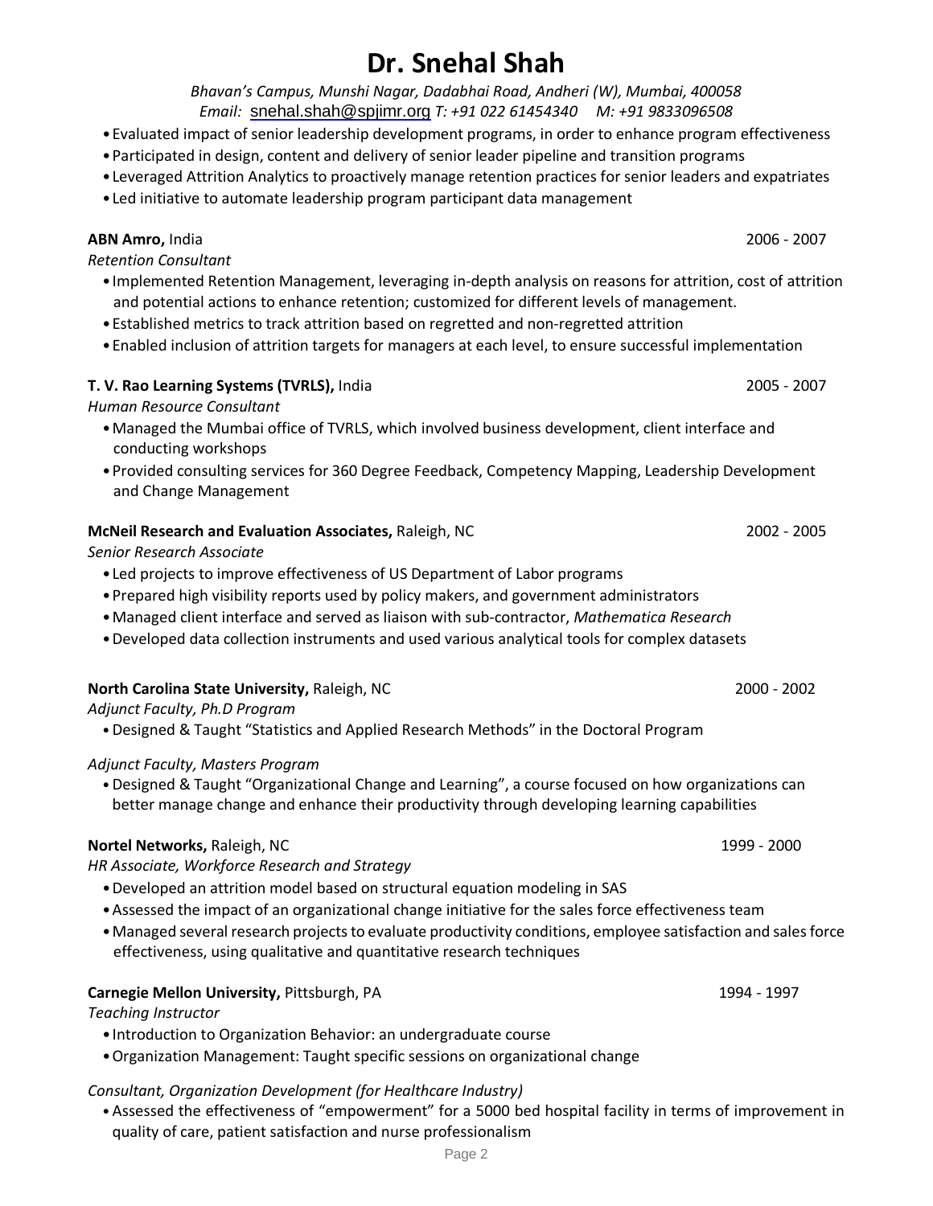# Dr. Snehal Shah

*Bhavan's Campus, Munshi Nagar, Dadabhai Road, Andheri (W), Mumbai, 400058*
*Email:* snehal.shah@spjimr.org *T: +91 022 61454340 M: +91 9833096508*

- Evaluated impact of senior leadership development programs, in order to enhance program effectiveness
- Participated in design, content and delivery of senior leader pipeline and transition programs
- Leveraged Attrition Analytics to proactively manage retention practices for senior leaders and expatriates
- Led initiative to automate leadership program participant data management

**ABN Amro,** India 2006 - 2007
*Retention Consultant*

- Implemented Retention Management, leveraging in-depth analysis on reasons for attrition, cost of attrition and potential actions to enhance retention; customized for different levels of management.
- Established metrics to track attrition based on regretted and non-regretted attrition
- Enabled inclusion of attrition targets for managers at each level, to ensure successful implementation

**T. V. Rao Learning Systems (TVRLS),** India 2005 - 2007
*Human Resource Consultant*

- Managed the Mumbai office of TVRLS, which involved business development, client interface and conducting workshops
- Provided consulting services for 360 Degree Feedback, Competency Mapping, Leadership Development and Change Management

**McNeil Research and Evaluation Associates,** Raleigh, NC 2002 - 2005
*Senior Research Associate*

- Led projects to improve effectiveness of US Department of Labor programs
- Prepared high visibility reports used by policy makers, and government administrators
- Managed client interface and served as liaison with sub-contractor, *Mathematica Research*
- Developed data collection instruments and used various analytical tools for complex datasets

**North Carolina State University,** Raleigh, NC 2000 - 2002
*Adjunct Faculty, Ph.D Program*

- Designed & Taught "Statistics and Applied Research Methods" in the Doctoral Program

*Adjunct Faculty, Masters Program*

- Designed & Taught "Organizational Change and Learning", a course focused on how organizations can better manage change and enhance their productivity through developing learning capabilities

**Nortel Networks,** Raleigh, NC 1999 - 2000
*HR Associate, Workforce Research and Strategy*

- Developed an attrition model based on structural equation modeling in SAS
- Assessed the impact of an organizational change initiative for the sales force effectiveness team
- Managed several research projects to evaluate productivity conditions, employee satisfaction and sales force effectiveness, using qualitative and quantitative research techniques

**Carnegie Mellon University,** Pittsburgh, PA 1994 - 1997
*Teaching Instructor*

- Introduction to Organization Behavior: an undergraduate course
- Organization Management: Taught specific sessions on organizational change

*Consultant, Organization Development (for Healthcare Industry)*

- Assessed the effectiveness of "empowerment" for a 5000 bed hospital facility in terms of improvement in quality of care, patient satisfaction and nurse professionalism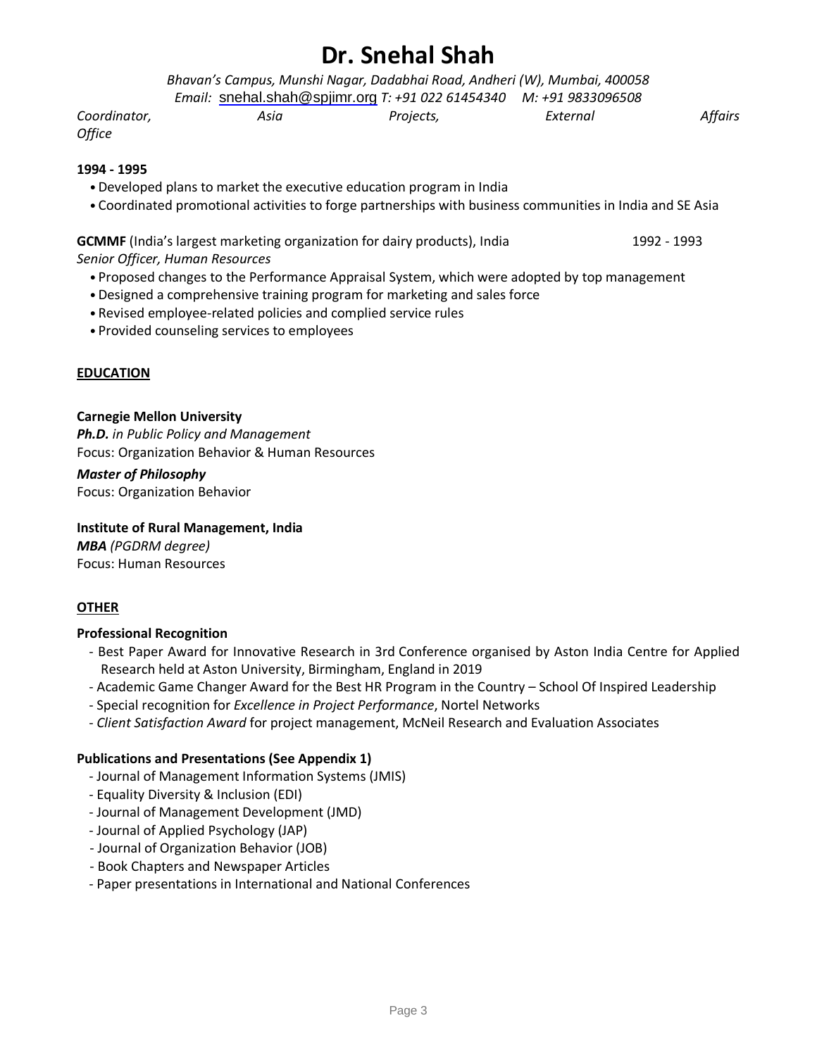# Dr. Snehal Shah

*Bhavan's Campus, Munshi Nagar, Dadabhai Road, Andheri (W), Mumbai, 400058*
*Email:* snehal.shah@spjimr.org *T: +91 022 61454340 M: +91 9833096508*

*Coordinator, Asia Projects, External Affairs Office*

**1994 - 1995**

- Developed plans to market the executive education program in India
- Coordinated promotional activities to forge partnerships with business communities in India and SE Asia

**GCMMF** (India's largest marketing organization for dairy products), India 1992 - 1993
*Senior Officer, Human Resources*

- Proposed changes to the Performance Appraisal System, which were adopted by top management
- Designed a comprehensive training program for marketing and sales force
- Revised employee-related policies and complied service rules
- Provided counseling services to employees

## EDUCATION

**Carnegie Mellon University**
***Ph.D.*** *in Public Policy and Management*
Focus: Organization Behavior & Human Resources

***Master of Philosophy***
Focus: Organization Behavior

**Institute of Rural Management, India**
***MBA*** *(PGDRM degree)*
Focus: Human Resources

## OTHER

**Professional Recognition**

- Best Paper Award for Innovative Research in 3rd Conference organised by Aston India Centre for Applied Research held at Aston University, Birmingham, England in 2019
- Academic Game Changer Award for the Best HR Program in the Country – School Of Inspired Leadership
- Special recognition for *Excellence in Project Performance*, Nortel Networks
- *Client Satisfaction Award* for project management, McNeil Research and Evaluation Associates

**Publications and Presentations (See Appendix 1)**

- Journal of Management Information Systems (JMIS)
- Equality Diversity & Inclusion (EDI)
- Journal of Management Development (JMD)
- Journal of Applied Psychology (JAP)
- Journal of Organization Behavior (JOB)
- Book Chapters and Newspaper Articles
- Paper presentations in International and National Conferences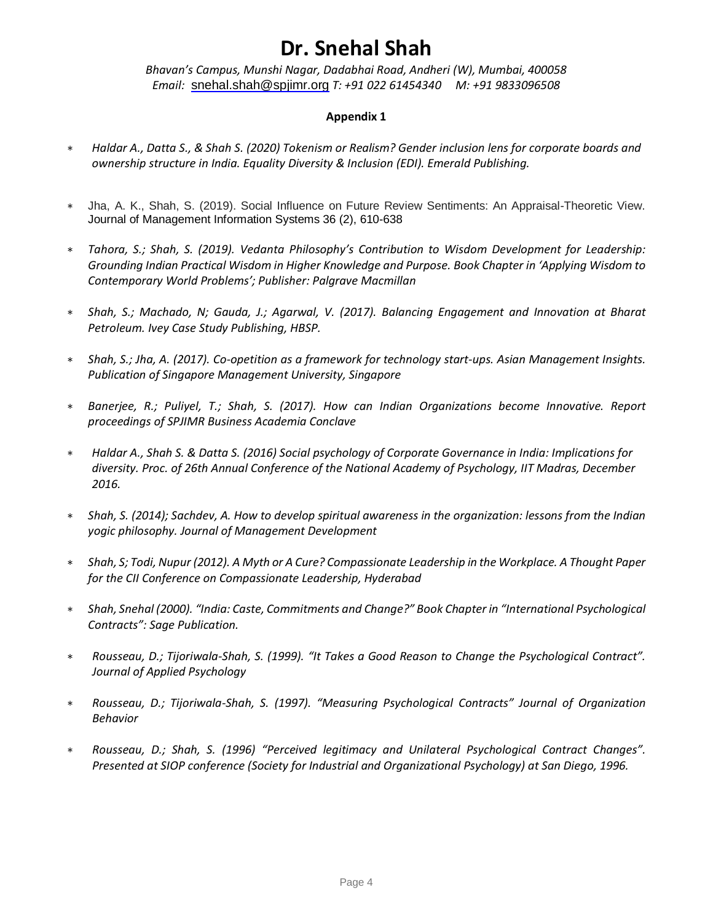# Dr. Snehal Shah

*Bhavan's Campus, Munshi Nagar, Dadabhai Road, Andheri (W), Mumbai, 400058*
*Email:* snehal.shah@spjimr.org *T: +91 022 61454340 M: +91 9833096508*

**Appendix 1**

- *Haldar A., Datta S., & Shah S. (2020) Tokenism or Realism? Gender inclusion lens for corporate boards and ownership structure in India. Equality Diversity & Inclusion (EDI). Emerald Publishing.*

- Jha, A. K., Shah, S. (2019). Social Influence on Future Review Sentiments: An Appraisal-Theoretic View. Journal of Management Information Systems 36 (2), 610-638

- *Tahora, S.; Shah, S. (2019). Vedanta Philosophy's Contribution to Wisdom Development for Leadership: Grounding Indian Practical Wisdom in Higher Knowledge and Purpose. Book Chapter in 'Applying Wisdom to Contemporary World Problems'; Publisher: Palgrave Macmillan*

- *Shah, S.; Machado, N; Gauda, J.; Agarwal, V. (2017). Balancing Engagement and Innovation at Bharat Petroleum. Ivey Case Study Publishing, HBSP.*

- *Shah, S.; Jha, A. (2017). Co-opetition as a framework for technology start-ups. Asian Management Insights. Publication of Singapore Management University, Singapore*

- *Banerjee, R.; Puliyel, T.; Shah, S. (2017). How can Indian Organizations become Innovative. Report proceedings of SPJIMR Business Academia Conclave*

- *Haldar A., Shah S. & Datta S. (2016) Social psychology of Corporate Governance in India: Implications for diversity. Proc. of 26th Annual Conference of the National Academy of Psychology, IIT Madras, December 2016.*

- *Shah, S. (2014); Sachdev, A. How to develop spiritual awareness in the organization: lessons from the Indian yogic philosophy. Journal of Management Development*

- *Shah, S; Todi, Nupur (2012). A Myth or A Cure? Compassionate Leadership in the Workplace. A Thought Paper for the CII Conference on Compassionate Leadership, Hyderabad*

- *Shah, Snehal (2000). "India: Caste, Commitments and Change?" Book Chapter in "International Psychological Contracts": Sage Publication.*

- *Rousseau, D.; Tijoriwala-Shah, S. (1999). "It Takes a Good Reason to Change the Psychological Contract". Journal of Applied Psychology*

- *Rousseau, D.; Tijoriwala-Shah, S. (1997). "Measuring Psychological Contracts" Journal of Organization Behavior*

- *Rousseau, D.; Shah, S. (1996) "Perceived legitimacy and Unilateral Psychological Contract Changes". Presented at SIOP conference (Society for Industrial and Organizational Psychology) at San Diego, 1996.*